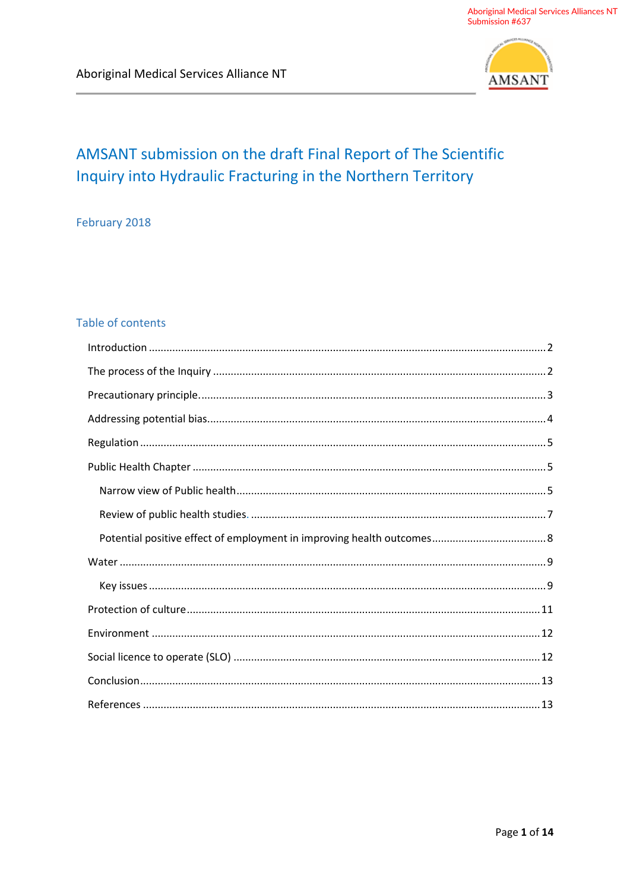Aboriginal Medical Services Alliances NT
Submission #637

Aboriginal Medical Services Alliance NT

# AMSANT submission on the draft Final Report of The Scientific Inquiry into Hydraulic Fracturing in the Northern Territory

February 2018

## Table of contents

- Introduction ..... 2
- The process of the Inquiry ..... 2
- Precautionary principle. ..... 3
- Addressing potential bias ..... 4
- Regulation ..... 5
- Public Health Chapter ..... 5
  - Narrow view of Public health ..... 5
  - Review of public health studies. ..... 7
  - Potential positive effect of employment in improving health outcomes ..... 8
- Water ..... 9
  - Key issues ..... 9
- Protection of culture ..... 11
- Environment ..... 12
- Social licence to operate (SLO) ..... 12
- Conclusion ..... 13
- References ..... 13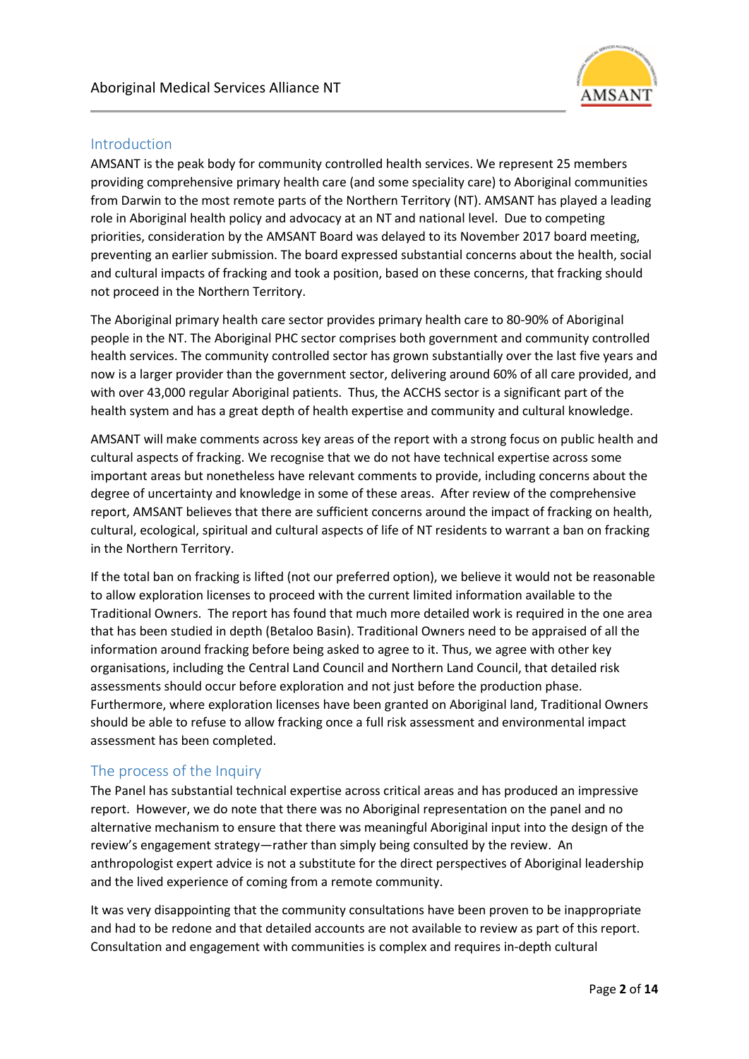## Introduction

AMSANT is the peak body for community controlled health services. We represent 25 members providing comprehensive primary health care (and some speciality care) to Aboriginal communities from Darwin to the most remote parts of the Northern Territory (NT). AMSANT has played a leading role in Aboriginal health policy and advocacy at an NT and national level. Due to competing priorities, consideration by the AMSANT Board was delayed to its November 2017 board meeting, preventing an earlier submission. The board expressed substantial concerns about the health, social and cultural impacts of fracking and took a position, based on these concerns, that fracking should not proceed in the Northern Territory.

The Aboriginal primary health care sector provides primary health care to 80-90% of Aboriginal people in the NT. The Aboriginal PHC sector comprises both government and community controlled health services. The community controlled sector has grown substantially over the last five years and now is a larger provider than the government sector, delivering around 60% of all care provided, and with over 43,000 regular Aboriginal patients. Thus, the ACCHS sector is a significant part of the health system and has a great depth of health expertise and community and cultural knowledge.

AMSANT will make comments across key areas of the report with a strong focus on public health and cultural aspects of fracking. We recognise that we do not have technical expertise across some important areas but nonetheless have relevant comments to provide, including concerns about the degree of uncertainty and knowledge in some of these areas. After review of the comprehensive report, AMSANT believes that there are sufficient concerns around the impact of fracking on health, cultural, ecological, spiritual and cultural aspects of life of NT residents to warrant a ban on fracking in the Northern Territory.

If the total ban on fracking is lifted (not our preferred option), we believe it would not be reasonable to allow exploration licenses to proceed with the current limited information available to the Traditional Owners. The report has found that much more detailed work is required in the one area that has been studied in depth (Betaloo Basin). Traditional Owners need to be appraised of all the information around fracking before being asked to agree to it. Thus, we agree with other key organisations, including the Central Land Council and Northern Land Council, that detailed risk assessments should occur before exploration and not just before the production phase. Furthermore, where exploration licenses have been granted on Aboriginal land, Traditional Owners should be able to refuse to allow fracking once a full risk assessment and environmental impact assessment has been completed.

## The process of the Inquiry

The Panel has substantial technical expertise across critical areas and has produced an impressive report. However, we do note that there was no Aboriginal representation on the panel and no alternative mechanism to ensure that there was meaningful Aboriginal input into the design of the review's engagement strategy—rather than simply being consulted by the review. An anthropologist expert advice is not a substitute for the direct perspectives of Aboriginal leadership and the lived experience of coming from a remote community.

It was very disappointing that the community consultations have been proven to be inappropriate and had to be redone and that detailed accounts are not available to review as part of this report. Consultation and engagement with communities is complex and requires in-depth cultural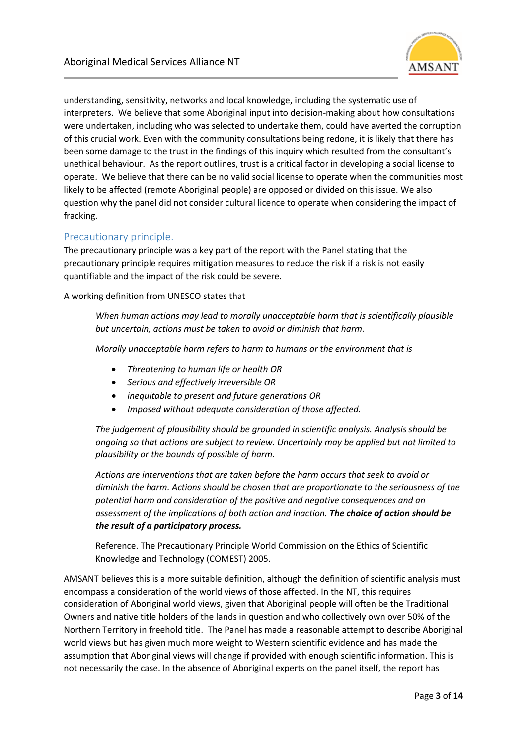understanding, sensitivity, networks and local knowledge, including the systematic use of interpreters. We believe that some Aboriginal input into decision-making about how consultations were undertaken, including who was selected to undertake them, could have averted the corruption of this crucial work. Even with the community consultations being redone, it is likely that there has been some damage to the trust in the findings of this inquiry which resulted from the consultant's unethical behaviour. As the report outlines, trust is a critical factor in developing a social license to operate. We believe that there can be no valid social license to operate when the communities most likely to be affected (remote Aboriginal people) are opposed or divided on this issue. We also question why the panel did not consider cultural licence to operate when considering the impact of fracking.

## Precautionary principle.

The precautionary principle was a key part of the report with the Panel stating that the precautionary principle requires mitigation measures to reduce the risk if a risk is not easily quantifiable and the impact of the risk could be severe.

A working definition from UNESCO states that

> *When human actions may lead to morally unacceptable harm that is scientifically plausible but uncertain, actions must be taken to avoid or diminish that harm.*
>
> *Morally unacceptable harm refers to harm to humans or the environment that is*
>
> - *Threatening to human life or health OR*
> - *Serious and effectively irreversible OR*
> - *inequitable to present and future generations OR*
> - *Imposed without adequate consideration of those affected.*
>
> *The judgement of plausibility should be grounded in scientific analysis. Analysis should be ongoing so that actions are subject to review. Uncertainly may be applied but not limited to plausibility or the bounds of possible of harm.*
>
> *Actions are interventions that are taken before the harm occurs that seek to avoid or diminish the harm. Actions should be chosen that are proportionate to the seriousness of the potential harm and consideration of the positive and negative consequences and an assessment of the implications of both action and inaction.* ***The choice of action should be the result of a participatory process.***
>
> Reference. The Precautionary Principle World Commission on the Ethics of Scientific Knowledge and Technology (COMEST) 2005.

AMSANT believes this is a more suitable definition, although the definition of scientific analysis must encompass a consideration of the world views of those affected. In the NT, this requires consideration of Aboriginal world views, given that Aboriginal people will often be the Traditional Owners and native title holders of the lands in question and who collectively own over 50% of the Northern Territory in freehold title. The Panel has made a reasonable attempt to describe Aboriginal world views but has given much more weight to Western scientific evidence and has made the assumption that Aboriginal views will change if provided with enough scientific information. This is not necessarily the case. In the absence of Aboriginal experts on the panel itself, the report has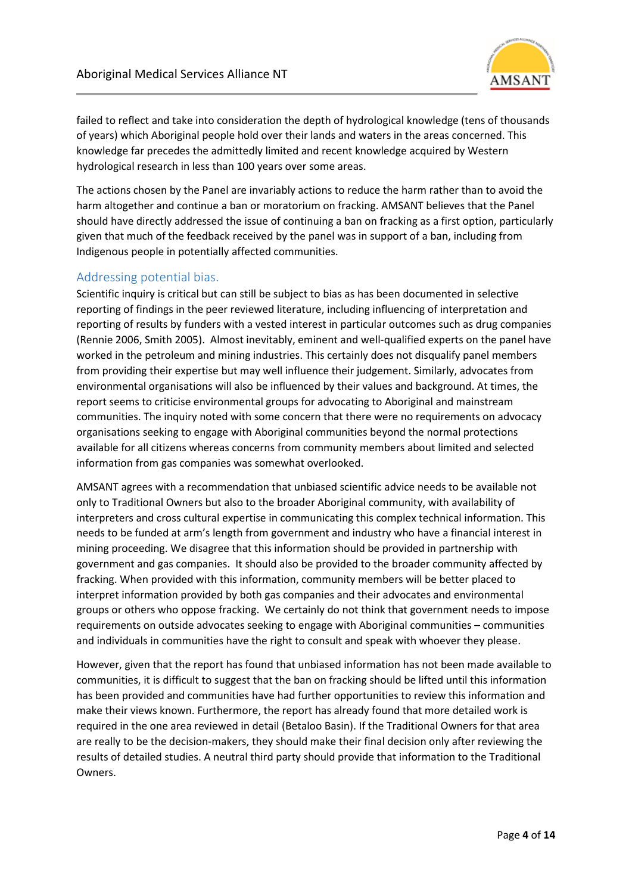failed to reflect and take into consideration the depth of hydrological knowledge (tens of thousands of years) which Aboriginal people hold over their lands and waters in the areas concerned. This knowledge far precedes the admittedly limited and recent knowledge acquired by Western hydrological research in less than 100 years over some areas.

The actions chosen by the Panel are invariably actions to reduce the harm rather than to avoid the harm altogether and continue a ban or moratorium on fracking. AMSANT believes that the Panel should have directly addressed the issue of continuing a ban on fracking as a first option, particularly given that much of the feedback received by the panel was in support of a ban, including from Indigenous people in potentially affected communities.

## Addressing potential bias.

Scientific inquiry is critical but can still be subject to bias as has been documented in selective reporting of findings in the peer reviewed literature, including influencing of interpretation and reporting of results by funders with a vested interest in particular outcomes such as drug companies (Rennie 2006, Smith 2005). Almost inevitably, eminent and well-qualified experts on the panel have worked in the petroleum and mining industries. This certainly does not disqualify panel members from providing their expertise but may well influence their judgement. Similarly, advocates from environmental organisations will also be influenced by their values and background. At times, the report seems to criticise environmental groups for advocating to Aboriginal and mainstream communities. The inquiry noted with some concern that there were no requirements on advocacy organisations seeking to engage with Aboriginal communities beyond the normal protections available for all citizens whereas concerns from community members about limited and selected information from gas companies was somewhat overlooked.

AMSANT agrees with a recommendation that unbiased scientific advice needs to be available not only to Traditional Owners but also to the broader Aboriginal community, with availability of interpreters and cross cultural expertise in communicating this complex technical information. This needs to be funded at arm's length from government and industry who have a financial interest in mining proceeding. We disagree that this information should be provided in partnership with government and gas companies. It should also be provided to the broader community affected by fracking. When provided with this information, community members will be better placed to interpret information provided by both gas companies and their advocates and environmental groups or others who oppose fracking. We certainly do not think that government needs to impose requirements on outside advocates seeking to engage with Aboriginal communities – communities and individuals in communities have the right to consult and speak with whoever they please.

However, given that the report has found that unbiased information has not been made available to communities, it is difficult to suggest that the ban on fracking should be lifted until this information has been provided and communities have had further opportunities to review this information and make their views known. Furthermore, the report has already found that more detailed work is required in the one area reviewed in detail (Betaloo Basin). If the Traditional Owners for that area are really to be the decision-makers, they should make their final decision only after reviewing the results of detailed studies. A neutral third party should provide that information to the Traditional Owners.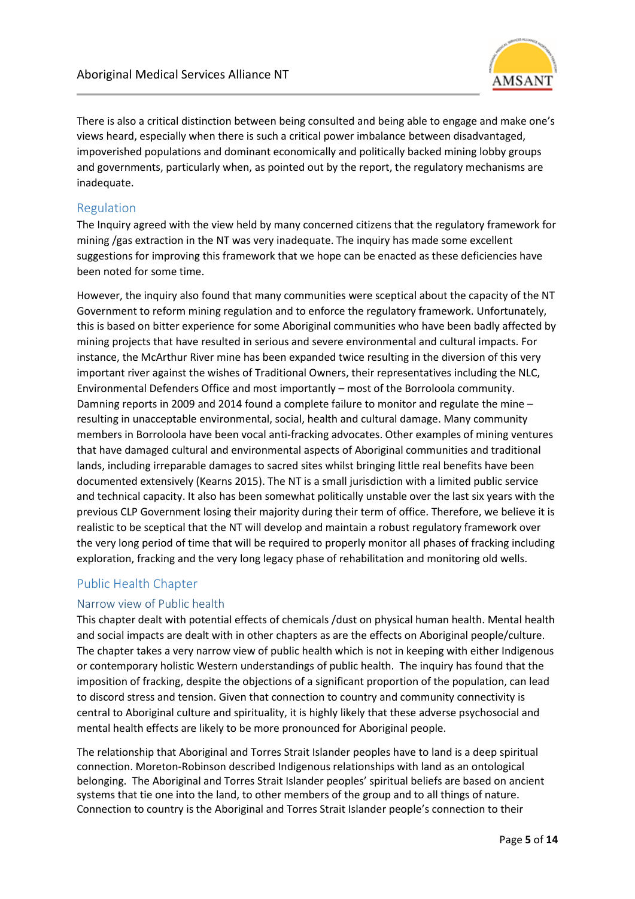There is also a critical distinction between being consulted and being able to engage and make one's views heard, especially when there is such a critical power imbalance between disadvantaged, impoverished populations and dominant economically and politically backed mining lobby groups and governments, particularly when, as pointed out by the report, the regulatory mechanisms are inadequate.

## Regulation

The Inquiry agreed with the view held by many concerned citizens that the regulatory framework for mining /gas extraction in the NT was very inadequate. The inquiry has made some excellent suggestions for improving this framework that we hope can be enacted as these deficiencies have been noted for some time.

However, the inquiry also found that many communities were sceptical about the capacity of the NT Government to reform mining regulation and to enforce the regulatory framework. Unfortunately, this is based on bitter experience for some Aboriginal communities who have been badly affected by mining projects that have resulted in serious and severe environmental and cultural impacts. For instance, the McArthur River mine has been expanded twice resulting in the diversion of this very important river against the wishes of Traditional Owners, their representatives including the NLC, Environmental Defenders Office and most importantly – most of the Borroloola community. Damning reports in 2009 and 2014 found a complete failure to monitor and regulate the mine – resulting in unacceptable environmental, social, health and cultural damage. Many community members in Borroloola have been vocal anti-fracking advocates. Other examples of mining ventures that have damaged cultural and environmental aspects of Aboriginal communities and traditional lands, including irreparable damages to sacred sites whilst bringing little real benefits have been documented extensively (Kearns 2015). The NT is a small jurisdiction with a limited public service and technical capacity. It also has been somewhat politically unstable over the last six years with the previous CLP Government losing their majority during their term of office. Therefore, we believe it is realistic to be sceptical that the NT will develop and maintain a robust regulatory framework over the very long period of time that will be required to properly monitor all phases of fracking including exploration, fracking and the very long legacy phase of rehabilitation and monitoring old wells.

## Public Health Chapter

### Narrow view of Public health

This chapter dealt with potential effects of chemicals /dust on physical human health. Mental health and social impacts are dealt with in other chapters as are the effects on Aboriginal people/culture. The chapter takes a very narrow view of public health which is not in keeping with either Indigenous or contemporary holistic Western understandings of public health. The inquiry has found that the imposition of fracking, despite the objections of a significant proportion of the population, can lead to discord stress and tension. Given that connection to country and community connectivity is central to Aboriginal culture and spirituality, it is highly likely that these adverse psychosocial and mental health effects are likely to be more pronounced for Aboriginal people.

The relationship that Aboriginal and Torres Strait Islander peoples have to land is a deep spiritual connection. Moreton-Robinson described Indigenous relationships with land as an ontological belonging. The Aboriginal and Torres Strait Islander peoples' spiritual beliefs are based on ancient systems that tie one into the land, to other members of the group and to all things of nature. Connection to country is the Aboriginal and Torres Strait Islander people's connection to their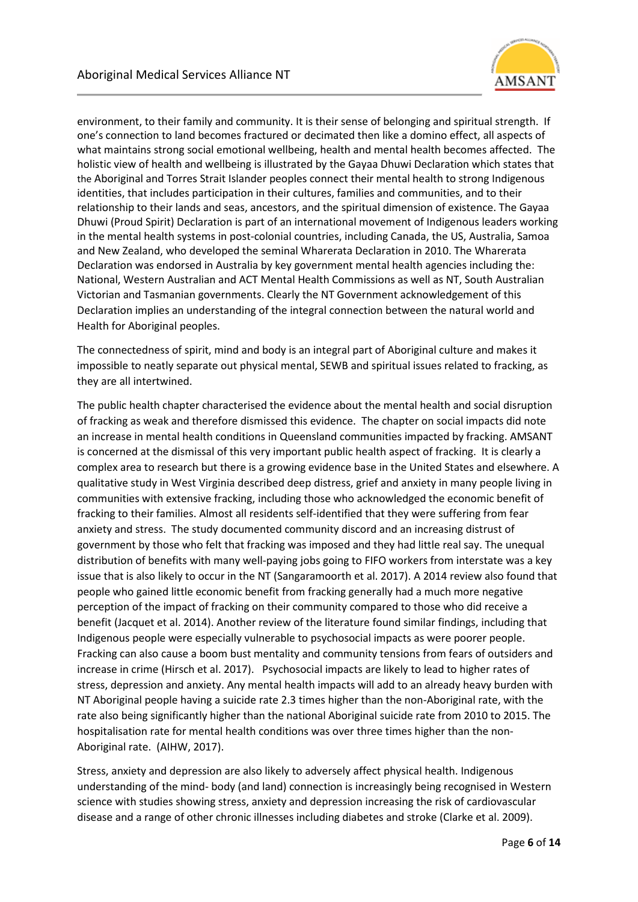environment, to their family and community. It is their sense of belonging and spiritual strength. If one's connection to land becomes fractured or decimated then like a domino effect, all aspects of what maintains strong social emotional wellbeing, health and mental health becomes affected. The holistic view of health and wellbeing is illustrated by the Gayaa Dhuwi Declaration which states that the Aboriginal and Torres Strait Islander peoples connect their mental health to strong Indigenous identities, that includes participation in their cultures, families and communities, and to their relationship to their lands and seas, ancestors, and the spiritual dimension of existence. The Gayaa Dhuwi (Proud Spirit) Declaration is part of an international movement of Indigenous leaders working in the mental health systems in post-colonial countries, including Canada, the US, Australia, Samoa and New Zealand, who developed the seminal Wharerata Declaration in 2010. The Wharerata Declaration was endorsed in Australia by key government mental health agencies including the: National, Western Australian and ACT Mental Health Commissions as well as NT, South Australian Victorian and Tasmanian governments. Clearly the NT Government acknowledgement of this Declaration implies an understanding of the integral connection between the natural world and Health for Aboriginal peoples.

The connectedness of spirit, mind and body is an integral part of Aboriginal culture and makes it impossible to neatly separate out physical mental, SEWB and spiritual issues related to fracking, as they are all intertwined.

The public health chapter characterised the evidence about the mental health and social disruption of fracking as weak and therefore dismissed this evidence. The chapter on social impacts did note an increase in mental health conditions in Queensland communities impacted by fracking. AMSANT is concerned at the dismissal of this very important public health aspect of fracking. It is clearly a complex area to research but there is a growing evidence base in the United States and elsewhere. A qualitative study in West Virginia described deep distress, grief and anxiety in many people living in communities with extensive fracking, including those who acknowledged the economic benefit of fracking to their families. Almost all residents self-identified that they were suffering from fear anxiety and stress. The study documented community discord and an increasing distrust of government by those who felt that fracking was imposed and they had little real say. The unequal distribution of benefits with many well-paying jobs going to FIFO workers from interstate was a key issue that is also likely to occur in the NT (Sangaramoorth et al. 2017). A 2014 review also found that people who gained little economic benefit from fracking generally had a much more negative perception of the impact of fracking on their community compared to those who did receive a benefit (Jacquet et al. 2014). Another review of the literature found similar findings, including that Indigenous people were especially vulnerable to psychosocial impacts as were poorer people. Fracking can also cause a boom bust mentality and community tensions from fears of outsiders and increase in crime (Hirsch et al. 2017). Psychosocial impacts are likely to lead to higher rates of stress, depression and anxiety. Any mental health impacts will add to an already heavy burden with NT Aboriginal people having a suicide rate 2.3 times higher than the non-Aboriginal rate, with the rate also being significantly higher than the national Aboriginal suicide rate from 2010 to 2015. The hospitalisation rate for mental health conditions was over three times higher than the non-Aboriginal rate. (AIHW, 2017).

Stress, anxiety and depression are also likely to adversely affect physical health. Indigenous understanding of the mind- body (and land) connection is increasingly being recognised in Western science with studies showing stress, anxiety and depression increasing the risk of cardiovascular disease and a range of other chronic illnesses including diabetes and stroke (Clarke et al. 2009).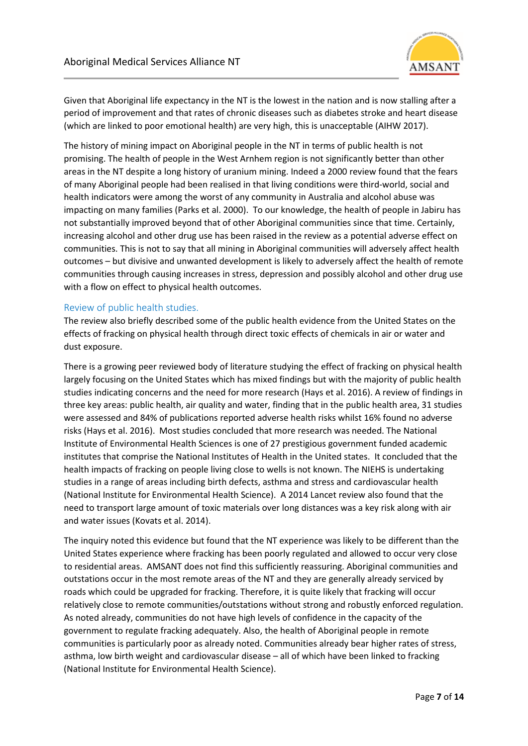Given that Aboriginal life expectancy in the NT is the lowest in the nation and is now stalling after a period of improvement and that rates of chronic diseases such as diabetes stroke and heart disease (which are linked to poor emotional health) are very high, this is unacceptable (AIHW 2017).

The history of mining impact on Aboriginal people in the NT in terms of public health is not promising. The health of people in the West Arnhem region is not significantly better than other areas in the NT despite a long history of uranium mining. Indeed a 2000 review found that the fears of many Aboriginal people had been realised in that living conditions were third-world, social and health indicators were among the worst of any community in Australia and alcohol abuse was impacting on many families (Parks et al. 2000). To our knowledge, the health of people in Jabiru has not substantially improved beyond that of other Aboriginal communities since that time. Certainly, increasing alcohol and other drug use has been raised in the review as a potential adverse effect on communities. This is not to say that all mining in Aboriginal communities will adversely affect health outcomes – but divisive and unwanted development is likely to adversely affect the health of remote communities through causing increases in stress, depression and possibly alcohol and other drug use with a flow on effect to physical health outcomes.

## Review of public health studies.

The review also briefly described some of the public health evidence from the United States on the effects of fracking on physical health through direct toxic effects of chemicals in air or water and dust exposure.

There is a growing peer reviewed body of literature studying the effect of fracking on physical health largely focusing on the United States which has mixed findings but with the majority of public health studies indicating concerns and the need for more research (Hays et al. 2016). A review of findings in three key areas: public health, air quality and water, finding that in the public health area, 31 studies were assessed and 84% of publications reported adverse health risks whilst 16% found no adverse risks (Hays et al. 2016). Most studies concluded that more research was needed. The National Institute of Environmental Health Sciences is one of 27 prestigious government funded academic institutes that comprise the National Institutes of Health in the United states. It concluded that the health impacts of fracking on people living close to wells is not known. The NIEHS is undertaking studies in a range of areas including birth defects, asthma and stress and cardiovascular health (National Institute for Environmental Health Science). A 2014 Lancet review also found that the need to transport large amount of toxic materials over long distances was a key risk along with air and water issues (Kovats et al. 2014).

The inquiry noted this evidence but found that the NT experience was likely to be different than the United States experience where fracking has been poorly regulated and allowed to occur very close to residential areas. AMSANT does not find this sufficiently reassuring. Aboriginal communities and outstations occur in the most remote areas of the NT and they are generally already serviced by roads which could be upgraded for fracking. Therefore, it is quite likely that fracking will occur relatively close to remote communities/outstations without strong and robustly enforced regulation. As noted already, communities do not have high levels of confidence in the capacity of the government to regulate fracking adequately. Also, the health of Aboriginal people in remote communities is particularly poor as already noted. Communities already bear higher rates of stress, asthma, low birth weight and cardiovascular disease – all of which have been linked to fracking (National Institute for Environmental Health Science).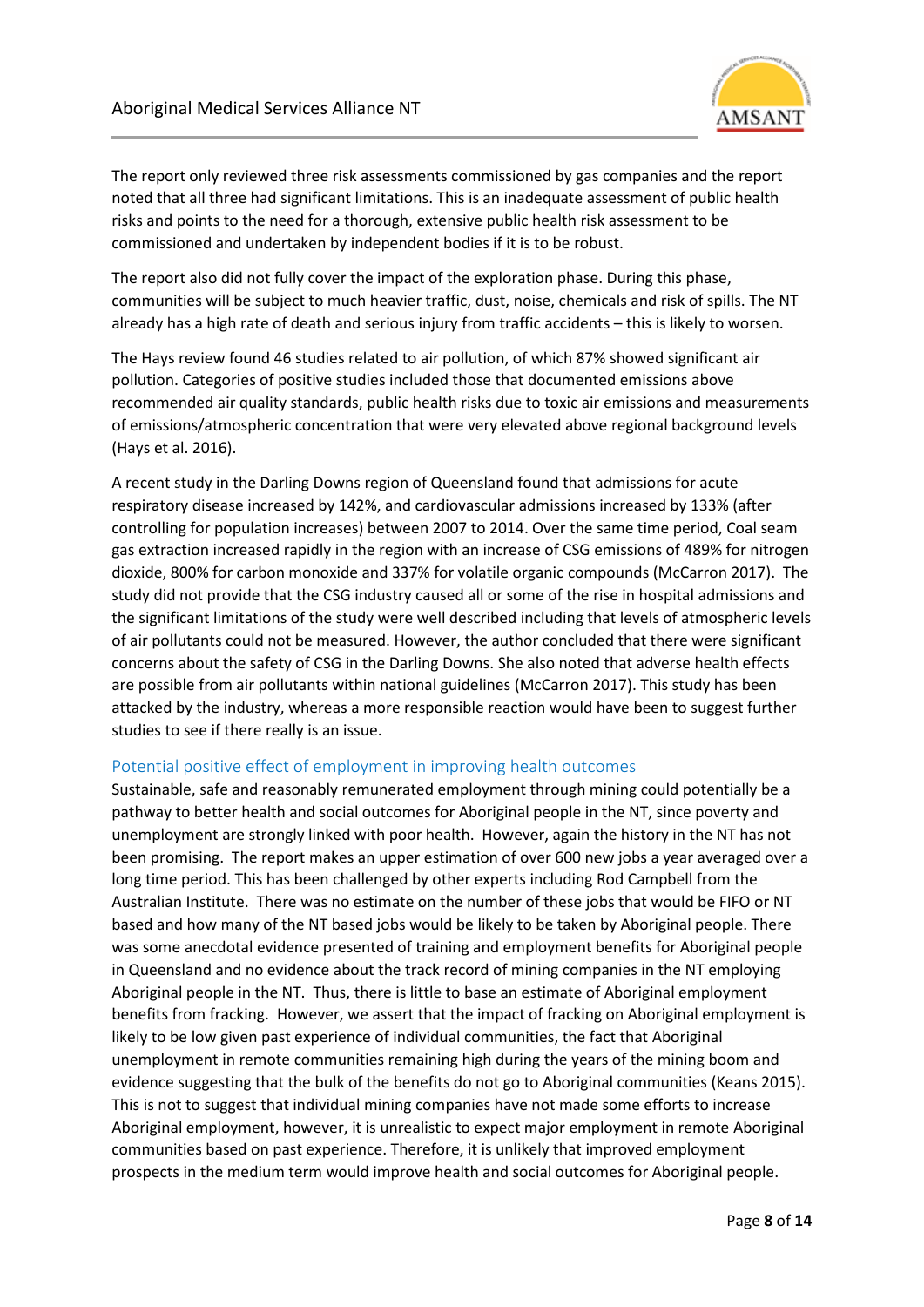The report only reviewed three risk assessments commissioned by gas companies and the report noted that all three had significant limitations. This is an inadequate assessment of public health risks and points to the need for a thorough, extensive public health risk assessment to be commissioned and undertaken by independent bodies if it is to be robust.

The report also did not fully cover the impact of the exploration phase. During this phase, communities will be subject to much heavier traffic, dust, noise, chemicals and risk of spills. The NT already has a high rate of death and serious injury from traffic accidents – this is likely to worsen.

The Hays review found 46 studies related to air pollution, of which 87% showed significant air pollution. Categories of positive studies included those that documented emissions above recommended air quality standards, public health risks due to toxic air emissions and measurements of emissions/atmospheric concentration that were very elevated above regional background levels (Hays et al. 2016).

A recent study in the Darling Downs region of Queensland found that admissions for acute respiratory disease increased by 142%, and cardiovascular admissions increased by 133% (after controlling for population increases) between 2007 to 2014. Over the same time period, Coal seam gas extraction increased rapidly in the region with an increase of CSG emissions of 489% for nitrogen dioxide, 800% for carbon monoxide and 337% for volatile organic compounds (McCarron 2017). The study did not provide that the CSG industry caused all or some of the rise in hospital admissions and the significant limitations of the study were well described including that levels of atmospheric levels of air pollutants could not be measured. However, the author concluded that there were significant concerns about the safety of CSG in the Darling Downs. She also noted that adverse health effects are possible from air pollutants within national guidelines (McCarron 2017). This study has been attacked by the industry, whereas a more responsible reaction would have been to suggest further studies to see if there really is an issue.

## Potential positive effect of employment in improving health outcomes

Sustainable, safe and reasonably remunerated employment through mining could potentially be a pathway to better health and social outcomes for Aboriginal people in the NT, since poverty and unemployment are strongly linked with poor health. However, again the history in the NT has not been promising. The report makes an upper estimation of over 600 new jobs a year averaged over a long time period. This has been challenged by other experts including Rod Campbell from the Australian Institute. There was no estimate on the number of these jobs that would be FIFO or NT based and how many of the NT based jobs would be likely to be taken by Aboriginal people. There was some anecdotal evidence presented of training and employment benefits for Aboriginal people in Queensland and no evidence about the track record of mining companies in the NT employing Aboriginal people in the NT. Thus, there is little to base an estimate of Aboriginal employment benefits from fracking. However, we assert that the impact of fracking on Aboriginal employment is likely to be low given past experience of individual communities, the fact that Aboriginal unemployment in remote communities remaining high during the years of the mining boom and evidence suggesting that the bulk of the benefits do not go to Aboriginal communities (Keans 2015). This is not to suggest that individual mining companies have not made some efforts to increase Aboriginal employment, however, it is unrealistic to expect major employment in remote Aboriginal communities based on past experience. Therefore, it is unlikely that improved employment prospects in the medium term would improve health and social outcomes for Aboriginal people.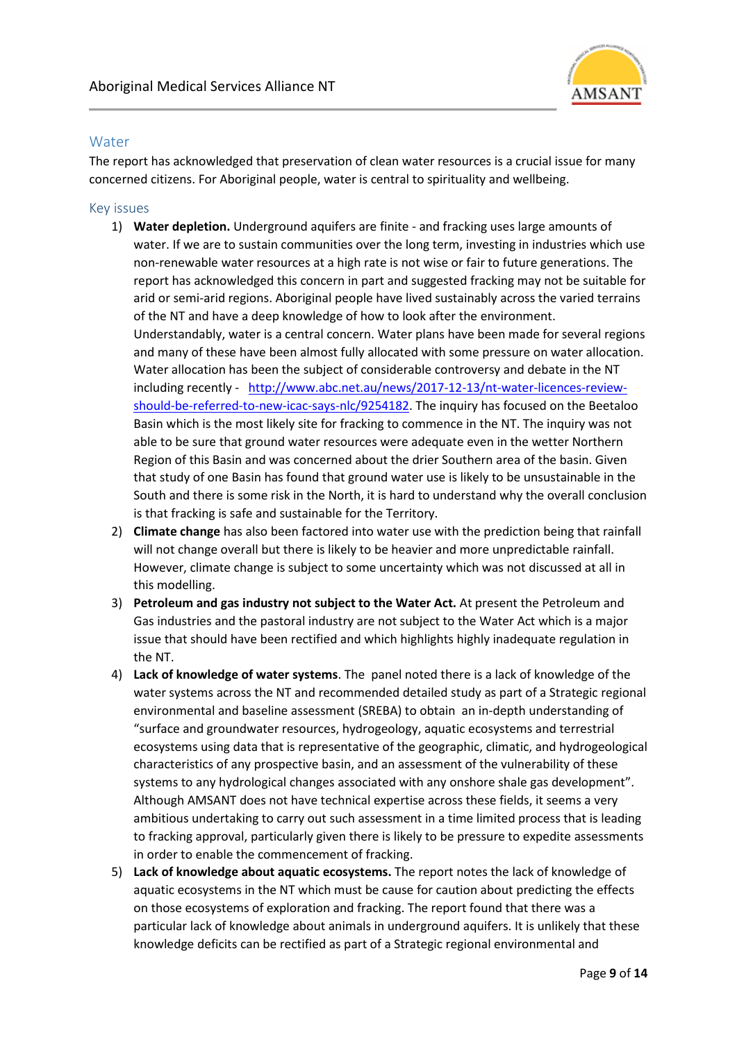## Water

The report has acknowledged that preservation of clean water resources is a crucial issue for many concerned citizens. For Aboriginal people, water is central to spirituality and wellbeing.

### Key issues

1) **Water depletion.** Underground aquifers are finite - and fracking uses large amounts of water. If we are to sustain communities over the long term, investing in industries which use non-renewable water resources at a high rate is not wise or fair to future generations. The report has acknowledged this concern in part and suggested fracking may not be suitable for arid or semi-arid regions. Aboriginal people have lived sustainably across the varied terrains of the NT and have a deep knowledge of how to look after the environment. Understandably, water is a central concern. Water plans have been made for several regions and many of these have been almost fully allocated with some pressure on water allocation. Water allocation has been the subject of considerable controversy and debate in the NT including recently - http://www.abc.net.au/news/2017-12-13/nt-water-licences-review-should-be-referred-to-new-icac-says-nlc/9254182. The inquiry has focused on the Beetaloo Basin which is the most likely site for fracking to commence in the NT. The inquiry was not able to be sure that ground water resources were adequate even in the wetter Northern Region of this Basin and was concerned about the drier Southern area of the basin. Given that study of one Basin has found that ground water use is likely to be unsustainable in the South and there is some risk in the North, it is hard to understand why the overall conclusion is that fracking is safe and sustainable for the Territory.
2) **Climate change** has also been factored into water use with the prediction being that rainfall will not change overall but there is likely to be heavier and more unpredictable rainfall. However, climate change is subject to some uncertainty which was not discussed at all in this modelling.
3) **Petroleum and gas industry not subject to the Water Act.** At present the Petroleum and Gas industries and the pastoral industry are not subject to the Water Act which is a major issue that should have been rectified and which highlights highly inadequate regulation in the NT.
4) **Lack of knowledge of water systems**. The panel noted there is a lack of knowledge of the water systems across the NT and recommended detailed study as part of a Strategic regional environmental and baseline assessment (SREBA) to obtain an in-depth understanding of "surface and groundwater resources, hydrogeology, aquatic ecosystems and terrestrial ecosystems using data that is representative of the geographic, climatic, and hydrogeological characteristics of any prospective basin, and an assessment of the vulnerability of these systems to any hydrological changes associated with any onshore shale gas development". Although AMSANT does not have technical expertise across these fields, it seems a very ambitious undertaking to carry out such assessment in a time limited process that is leading to fracking approval, particularly given there is likely to be pressure to expedite assessments in order to enable the commencement of fracking.
5) **Lack of knowledge about aquatic ecosystems.** The report notes the lack of knowledge of aquatic ecosystems in the NT which must be cause for caution about predicting the effects on those ecosystems of exploration and fracking. The report found that there was a particular lack of knowledge about animals in underground aquifers. It is unlikely that these knowledge deficits can be rectified as part of a Strategic regional environmental and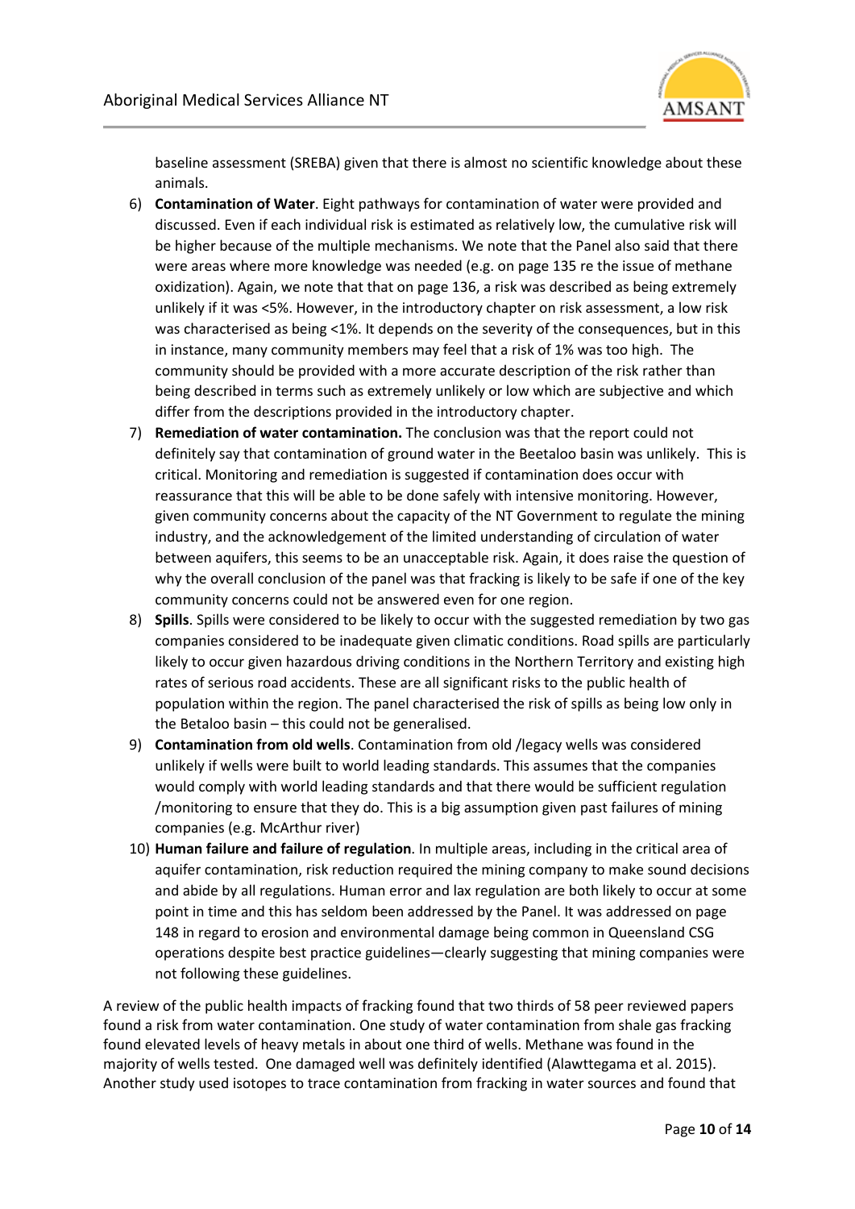baseline assessment (SREBA) given that there is almost no scientific knowledge about these animals.

6) **Contamination of Water**. Eight pathways for contamination of water were provided and discussed. Even if each individual risk is estimated as relatively low, the cumulative risk will be higher because of the multiple mechanisms. We note that the Panel also said that there were areas where more knowledge was needed (e.g. on page 135 re the issue of methane oxidization). Again, we note that that on page 136, a risk was described as being extremely unlikely if it was <5%. However, in the introductory chapter on risk assessment, a low risk was characterised as being <1%. It depends on the severity of the consequences, but in this in instance, many community members may feel that a risk of 1% was too high. The community should be provided with a more accurate description of the risk rather than being described in terms such as extremely unlikely or low which are subjective and which differ from the descriptions provided in the introductory chapter.
7) **Remediation of water contamination.** The conclusion was that the report could not definitely say that contamination of ground water in the Beetaloo basin was unlikely. This is critical. Monitoring and remediation is suggested if contamination does occur with reassurance that this will be able to be done safely with intensive monitoring. However, given community concerns about the capacity of the NT Government to regulate the mining industry, and the acknowledgement of the limited understanding of circulation of water between aquifers, this seems to be an unacceptable risk. Again, it does raise the question of why the overall conclusion of the panel was that fracking is likely to be safe if one of the key community concerns could not be answered even for one region.
8) **Spills**. Spills were considered to be likely to occur with the suggested remediation by two gas companies considered to be inadequate given climatic conditions. Road spills are particularly likely to occur given hazardous driving conditions in the Northern Territory and existing high rates of serious road accidents. These are all significant risks to the public health of population within the region. The panel characterised the risk of spills as being low only in the Betaloo basin – this could not be generalised.
9) **Contamination from old wells**. Contamination from old /legacy wells was considered unlikely if wells were built to world leading standards. This assumes that the companies would comply with world leading standards and that there would be sufficient regulation /monitoring to ensure that they do. This is a big assumption given past failures of mining companies (e.g. McArthur river)
10) **Human failure and failure of regulation**. In multiple areas, including in the critical area of aquifer contamination, risk reduction required the mining company to make sound decisions and abide by all regulations. Human error and lax regulation are both likely to occur at some point in time and this has seldom been addressed by the Panel. It was addressed on page 148 in regard to erosion and environmental damage being common in Queensland CSG operations despite best practice guidelines—clearly suggesting that mining companies were not following these guidelines.

A review of the public health impacts of fracking found that two thirds of 58 peer reviewed papers found a risk from water contamination. One study of water contamination from shale gas fracking found elevated levels of heavy metals in about one third of wells. Methane was found in the majority of wells tested. One damaged well was definitely identified (Alawttegama et al. 2015). Another study used isotopes to trace contamination from fracking in water sources and found that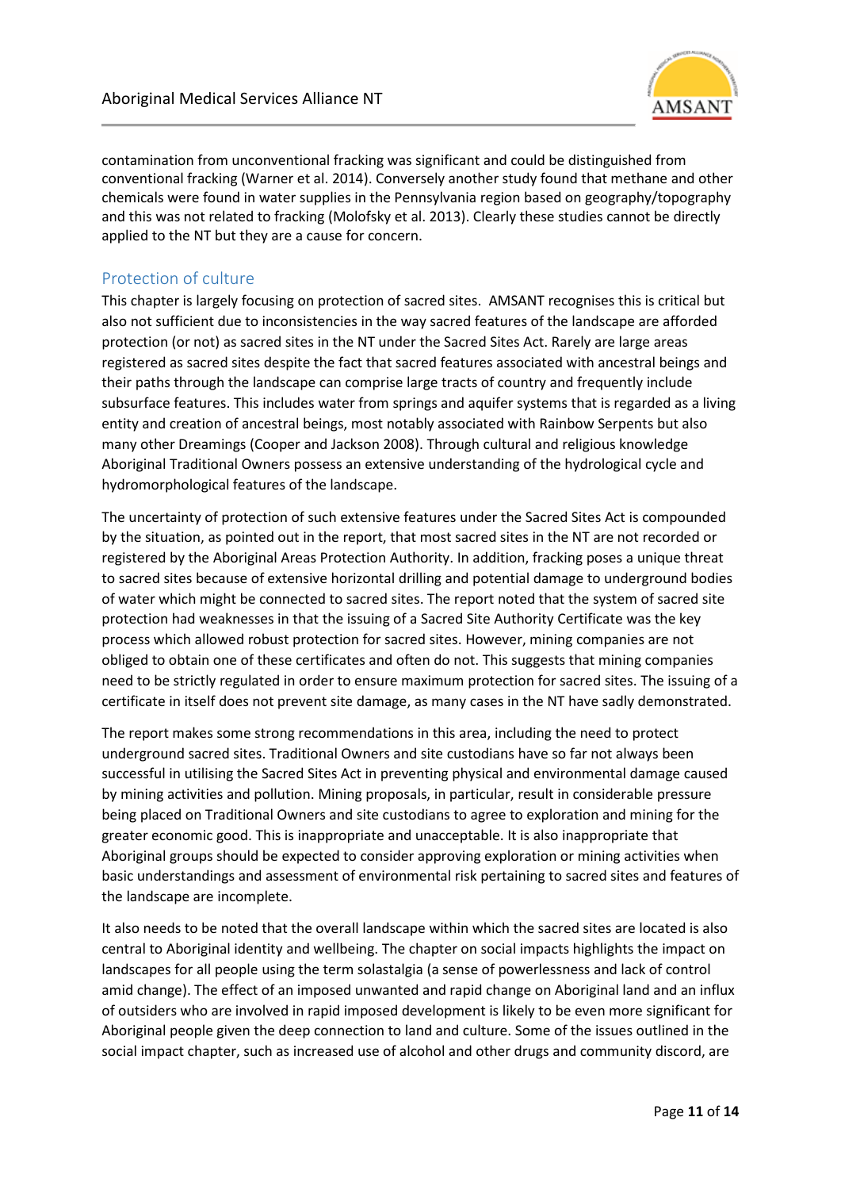contamination from unconventional fracking was significant and could be distinguished from conventional fracking (Warner et al. 2014). Conversely another study found that methane and other chemicals were found in water supplies in the Pennsylvania region based on geography/topography and this was not related to fracking (Molofsky et al. 2013). Clearly these studies cannot be directly applied to the NT but they are a cause for concern.

## Protection of culture

This chapter is largely focusing on protection of sacred sites. AMSANT recognises this is critical but also not sufficient due to inconsistencies in the way sacred features of the landscape are afforded protection (or not) as sacred sites in the NT under the Sacred Sites Act. Rarely are large areas registered as sacred sites despite the fact that sacred features associated with ancestral beings and their paths through the landscape can comprise large tracts of country and frequently include subsurface features. This includes water from springs and aquifer systems that is regarded as a living entity and creation of ancestral beings, most notably associated with Rainbow Serpents but also many other Dreamings (Cooper and Jackson 2008). Through cultural and religious knowledge Aboriginal Traditional Owners possess an extensive understanding of the hydrological cycle and hydromorphological features of the landscape.

The uncertainty of protection of such extensive features under the Sacred Sites Act is compounded by the situation, as pointed out in the report, that most sacred sites in the NT are not recorded or registered by the Aboriginal Areas Protection Authority. In addition, fracking poses a unique threat to sacred sites because of extensive horizontal drilling and potential damage to underground bodies of water which might be connected to sacred sites. The report noted that the system of sacred site protection had weaknesses in that the issuing of a Sacred Site Authority Certificate was the key process which allowed robust protection for sacred sites. However, mining companies are not obliged to obtain one of these certificates and often do not. This suggests that mining companies need to be strictly regulated in order to ensure maximum protection for sacred sites. The issuing of a certificate in itself does not prevent site damage, as many cases in the NT have sadly demonstrated.

The report makes some strong recommendations in this area, including the need to protect underground sacred sites. Traditional Owners and site custodians have so far not always been successful in utilising the Sacred Sites Act in preventing physical and environmental damage caused by mining activities and pollution. Mining proposals, in particular, result in considerable pressure being placed on Traditional Owners and site custodians to agree to exploration and mining for the greater economic good. This is inappropriate and unacceptable. It is also inappropriate that Aboriginal groups should be expected to consider approving exploration or mining activities when basic understandings and assessment of environmental risk pertaining to sacred sites and features of the landscape are incomplete.

It also needs to be noted that the overall landscape within which the sacred sites are located is also central to Aboriginal identity and wellbeing. The chapter on social impacts highlights the impact on landscapes for all people using the term solastalgia (a sense of powerlessness and lack of control amid change). The effect of an imposed unwanted and rapid change on Aboriginal land and an influx of outsiders who are involved in rapid imposed development is likely to be even more significant for Aboriginal people given the deep connection to land and culture. Some of the issues outlined in the social impact chapter, such as increased use of alcohol and other drugs and community discord, are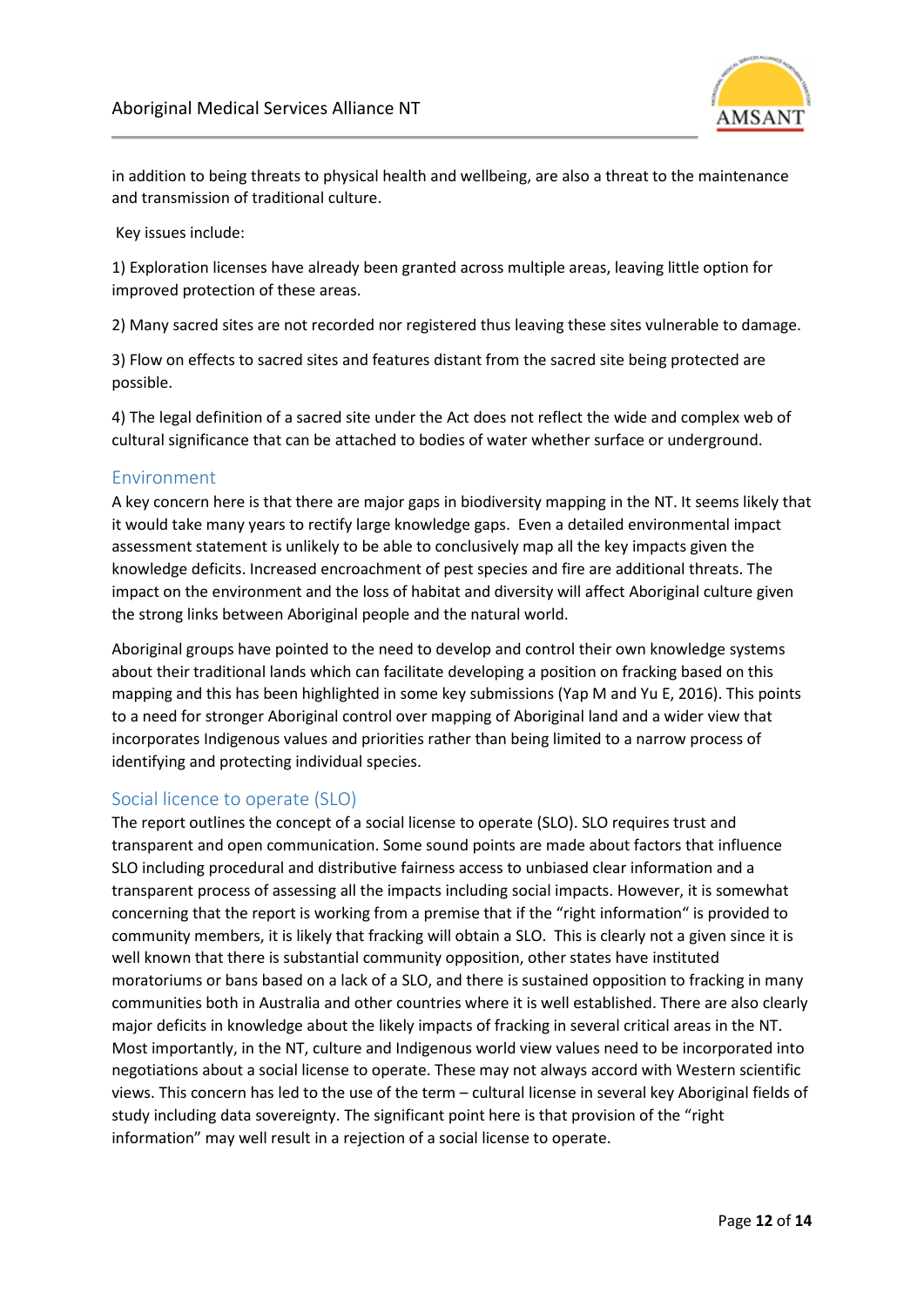in addition to being threats to physical health and wellbeing, are also a threat to the maintenance and transmission of traditional culture.

Key issues include:

1) Exploration licenses have already been granted across multiple areas, leaving little option for improved protection of these areas.

2) Many sacred sites are not recorded nor registered thus leaving these sites vulnerable to damage.

3) Flow on effects to sacred sites and features distant from the sacred site being protected are possible.

4) The legal definition of a sacred site under the Act does not reflect the wide and complex web of cultural significance that can be attached to bodies of water whether surface or underground.

## Environment

A key concern here is that there are major gaps in biodiversity mapping in the NT. It seems likely that it would take many years to rectify large knowledge gaps. Even a detailed environmental impact assessment statement is unlikely to be able to conclusively map all the key impacts given the knowledge deficits. Increased encroachment of pest species and fire are additional threats. The impact on the environment and the loss of habitat and diversity will affect Aboriginal culture given the strong links between Aboriginal people and the natural world.

Aboriginal groups have pointed to the need to develop and control their own knowledge systems about their traditional lands which can facilitate developing a position on fracking based on this mapping and this has been highlighted in some key submissions (Yap M and Yu E, 2016). This points to a need for stronger Aboriginal control over mapping of Aboriginal land and a wider view that incorporates Indigenous values and priorities rather than being limited to a narrow process of identifying and protecting individual species.

## Social licence to operate (SLO)

The report outlines the concept of a social license to operate (SLO). SLO requires trust and transparent and open communication. Some sound points are made about factors that influence SLO including procedural and distributive fairness access to unbiased clear information and a transparent process of assessing all the impacts including social impacts. However, it is somewhat concerning that the report is working from a premise that if the "right information" is provided to community members, it is likely that fracking will obtain a SLO. This is clearly not a given since it is well known that there is substantial community opposition, other states have instituted moratoriums or bans based on a lack of a SLO, and there is sustained opposition to fracking in many communities both in Australia and other countries where it is well established. There are also clearly major deficits in knowledge about the likely impacts of fracking in several critical areas in the NT. Most importantly, in the NT, culture and Indigenous world view values need to be incorporated into negotiations about a social license to operate. These may not always accord with Western scientific views. This concern has led to the use of the term – cultural license in several key Aboriginal fields of study including data sovereignty. The significant point here is that provision of the "right information" may well result in a rejection of a social license to operate.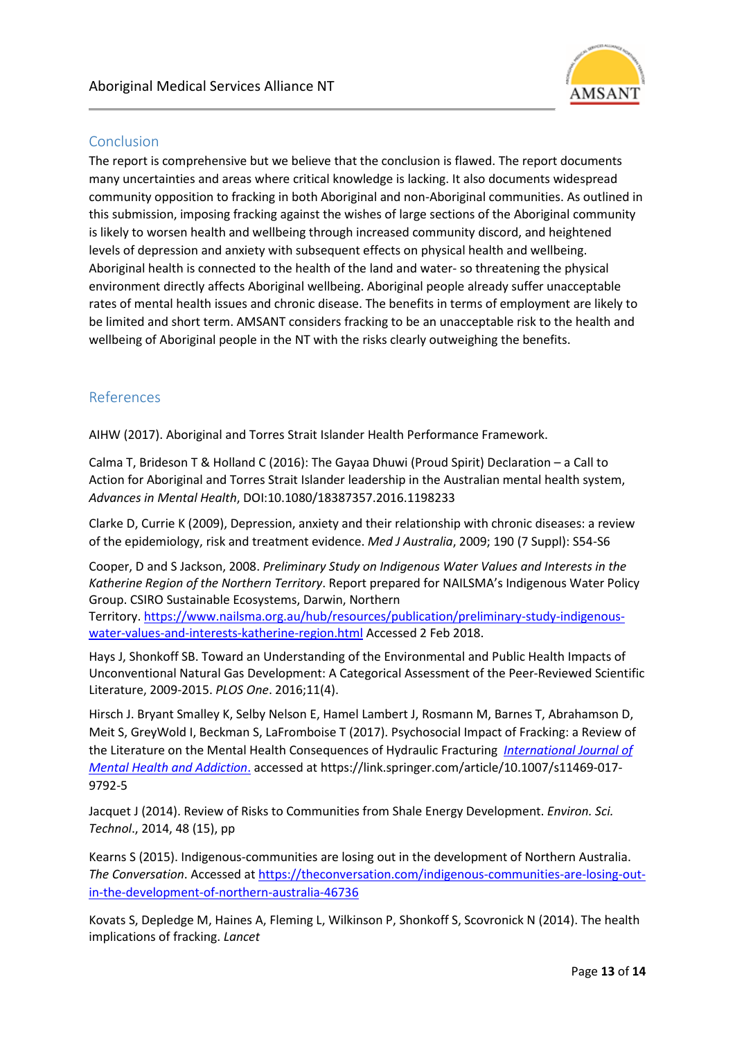## Conclusion

The report is comprehensive but we believe that the conclusion is flawed. The report documents many uncertainties and areas where critical knowledge is lacking. It also documents widespread community opposition to fracking in both Aboriginal and non-Aboriginal communities. As outlined in this submission, imposing fracking against the wishes of large sections of the Aboriginal community is likely to worsen health and wellbeing through increased community discord, and heightened levels of depression and anxiety with subsequent effects on physical health and wellbeing. Aboriginal health is connected to the health of the land and water- so threatening the physical environment directly affects Aboriginal wellbeing. Aboriginal people already suffer unacceptable rates of mental health issues and chronic disease. The benefits in terms of employment are likely to be limited and short term. AMSANT considers fracking to be an unacceptable risk to the health and wellbeing of Aboriginal people in the NT with the risks clearly outweighing the benefits.

## References

AIHW (2017). Aboriginal and Torres Strait Islander Health Performance Framework.

Calma T, Brideson T & Holland C (2016): The Gayaa Dhuwi (Proud Spirit) Declaration – a Call to Action for Aboriginal and Torres Strait Islander leadership in the Australian mental health system, *Advances in Mental Health*, DOI:10.1080/18387357.2016.1198233

Clarke D, Currie K (2009), Depression, anxiety and their relationship with chronic diseases: a review of the epidemiology, risk and treatment evidence. *Med J Australia*, 2009; 190 (7 Suppl): S54-S6

Cooper, D and S Jackson, 2008. *Preliminary Study on Indigenous Water Values and Interests in the Katherine Region of the Northern Territory*. Report prepared for NAILSMA's Indigenous Water Policy Group. CSIRO Sustainable Ecosystems, Darwin, Northern Territory. https://www.nailsma.org.au/hub/resources/publication/preliminary-study-indigenous-water-values-and-interests-katherine-region.html Accessed 2 Feb 2018.

Hays J, Shonkoff SB. Toward an Understanding of the Environmental and Public Health Impacts of Unconventional Natural Gas Development: A Categorical Assessment of the Peer-Reviewed Scientific Literature, 2009-2015. *PLOS One*. 2016;11(4).

Hirsch J. Bryant Smalley K, Selby Nelson E, Hamel Lambert J, Rosmann M, Barnes T, Abrahamson D, Meit S, GreyWold I, Beckman S, LaFromboise T (2017). Psychosocial Impact of Fracking: a Review of the Literature on the Mental Health Consequences of Hydraulic Fracturing *International Journal of Mental Health and Addiction*. accessed at https://link.springer.com/article/10.1007/s11469-017-9792-5

Jacquet J (2014). Review of Risks to Communities from Shale Energy Development. *Environ. Sci. Technol*., 2014, 48 (15), pp

Kearns S (2015). Indigenous-communities are losing out in the development of Northern Australia. *The Conversation*. Accessed at https://theconversation.com/indigenous-communities-are-losing-out-in-the-development-of-northern-australia-46736

Kovats S, Depledge M, Haines A, Fleming L, Wilkinson P, Shonkoff S, Scovronick N (2014). The health implications of fracking. *Lancet*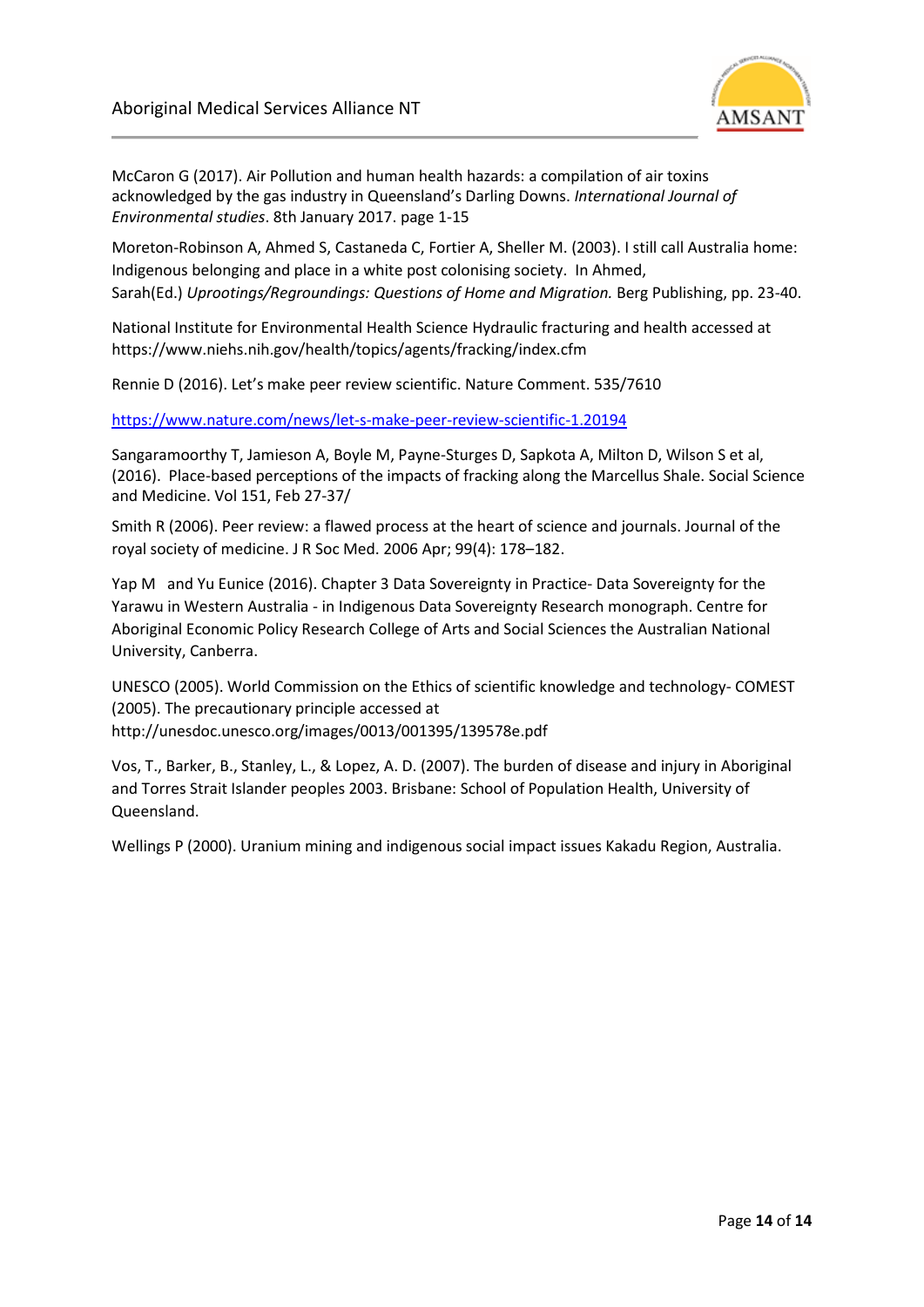McCaron G (2017). Air Pollution and human health hazards: a compilation of air toxins acknowledged by the gas industry in Queensland's Darling Downs. *International Journal of Environmental studies*. 8th January 2017. page 1-15

Moreton-Robinson A, Ahmed S, Castaneda C, Fortier A, Sheller M. (2003). I still call Australia home: Indigenous belonging and place in a white post colonising society. In Ahmed, Sarah(Ed.) *Uprootings/Regroundings: Questions of Home and Migration.* Berg Publishing, pp. 23-40.

National Institute for Environmental Health Science Hydraulic fracturing and health accessed at https://www.niehs.nih.gov/health/topics/agents/fracking/index.cfm

Rennie D (2016). Let's make peer review scientific. Nature Comment. 535/7610

https://www.nature.com/news/let-s-make-peer-review-scientific-1.20194

Sangaramoorthy T, Jamieson A, Boyle M, Payne-Sturges D, Sapkota A, Milton D, Wilson S et al, (2016). Place-based perceptions of the impacts of fracking along the Marcellus Shale. Social Science and Medicine. Vol 151, Feb 27-37/

Smith R (2006). Peer review: a flawed process at the heart of science and journals. Journal of the royal society of medicine. J R Soc Med. 2006 Apr; 99(4): 178–182.

Yap M and Yu Eunice (2016). Chapter 3 Data Sovereignty in Practice- Data Sovereignty for the Yarawu in Western Australia - in Indigenous Data Sovereignty Research monograph. Centre for Aboriginal Economic Policy Research College of Arts and Social Sciences the Australian National University, Canberra.

UNESCO (2005). World Commission on the Ethics of scientific knowledge and technology- COMEST (2005). The precautionary principle accessed at http://unesdoc.unesco.org/images/0013/001395/139578e.pdf

Vos, T., Barker, B., Stanley, L., & Lopez, A. D. (2007). The burden of disease and injury in Aboriginal and Torres Strait Islander peoples 2003. Brisbane: School of Population Health, University of Queensland.

Wellings P (2000). Uranium mining and indigenous social impact issues Kakadu Region, Australia.